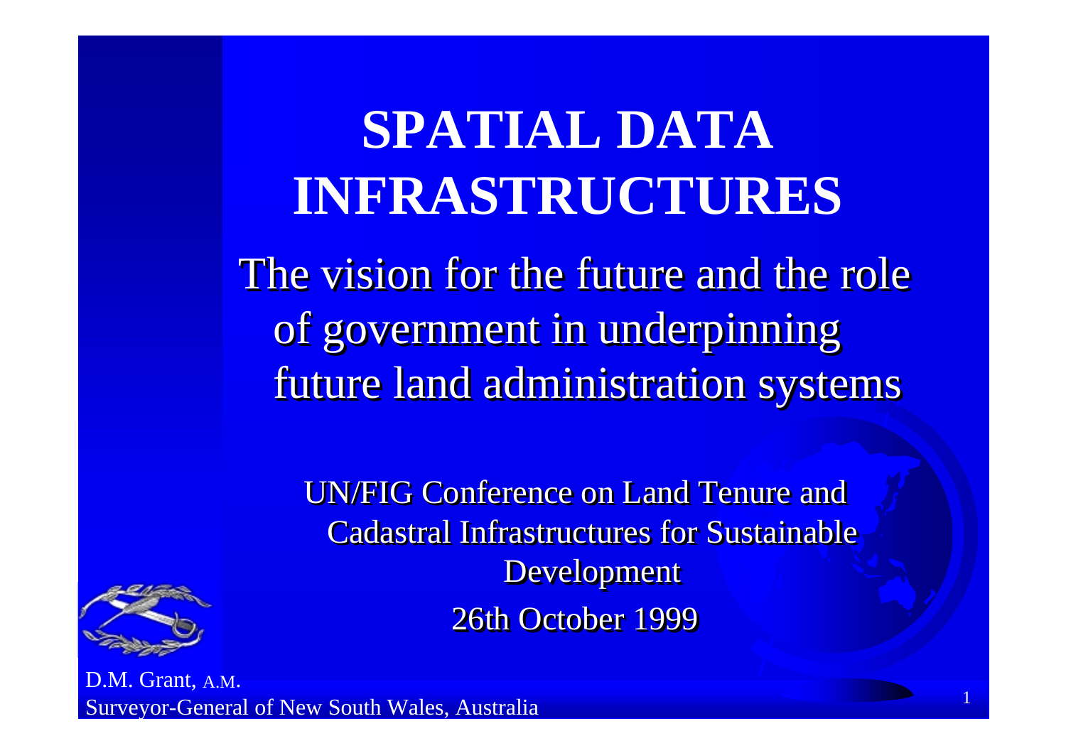# SPATIAL DATA INFRASTRUCTURES

The vision for the future and the role of government in underpinning future land administration systems

UN/FIG Conference on Land Tenure and Cadastral Infrastructures for Sustainable Development

26th October 1999

D.M. Grant, A.M.
Surveyor-General of New South Wales, Australia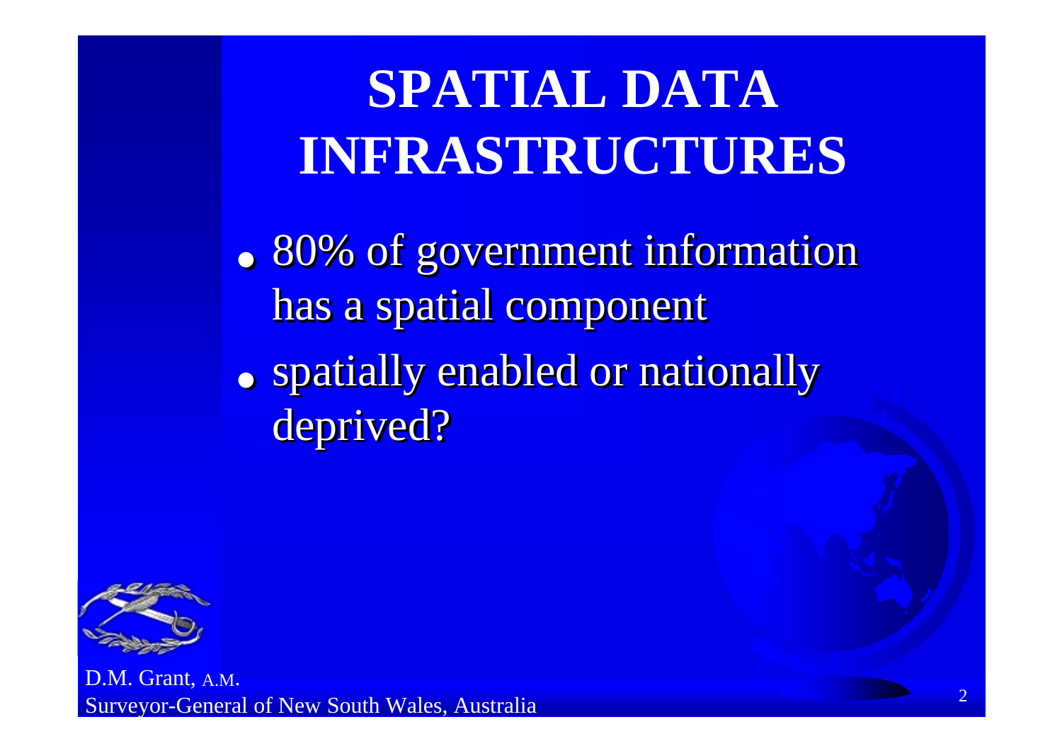# SPATIAL DATA INFRASTRUCTURES

- 80% of government information has a spatial component
- spatially enabled or nationally deprived?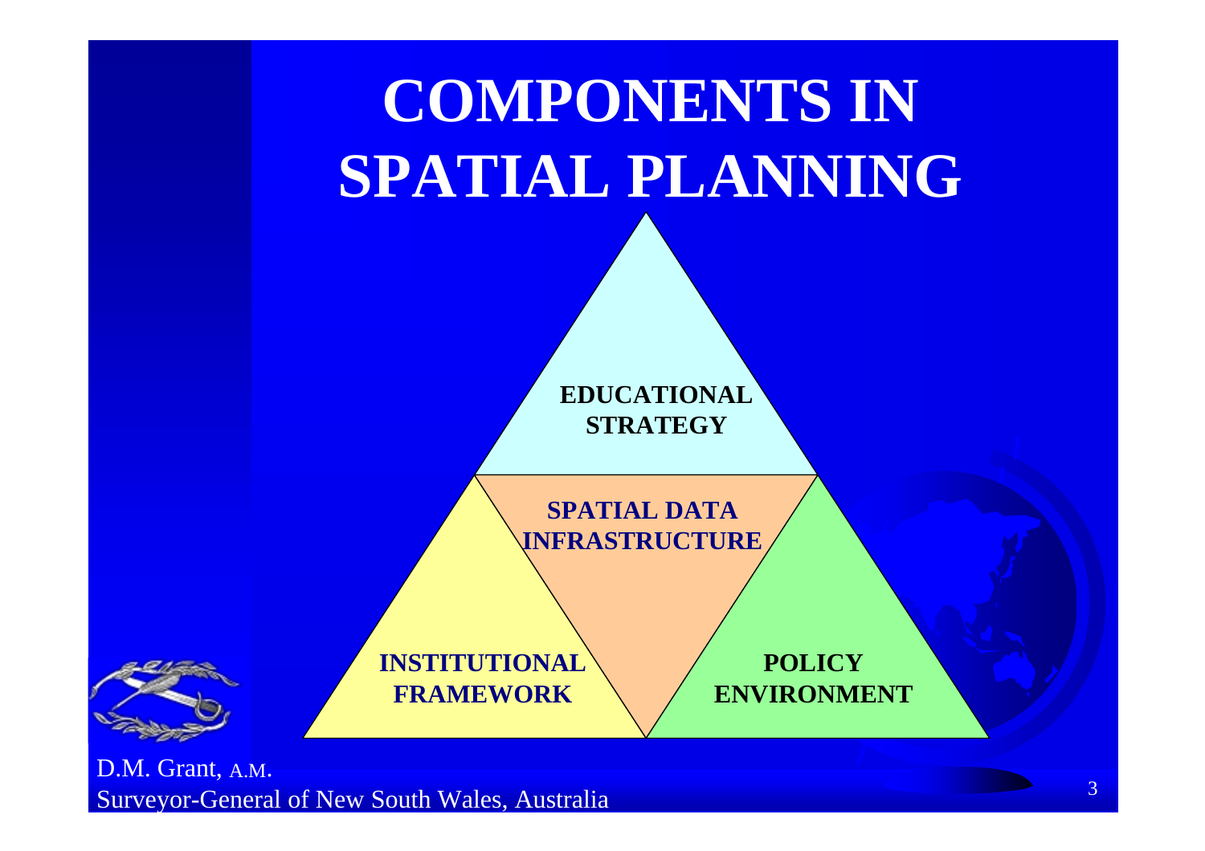# COMPONENTS IN SPATIAL PLANNING

EDUCATIONAL STRATEGY

SPATIAL DATA INFRASTRUCTURE

INSTITUTIONAL FRAMEWORK

POLICY ENVIRONMENT

D.M. Grant, A.M.
Surveyor-General of New South Wales, Australia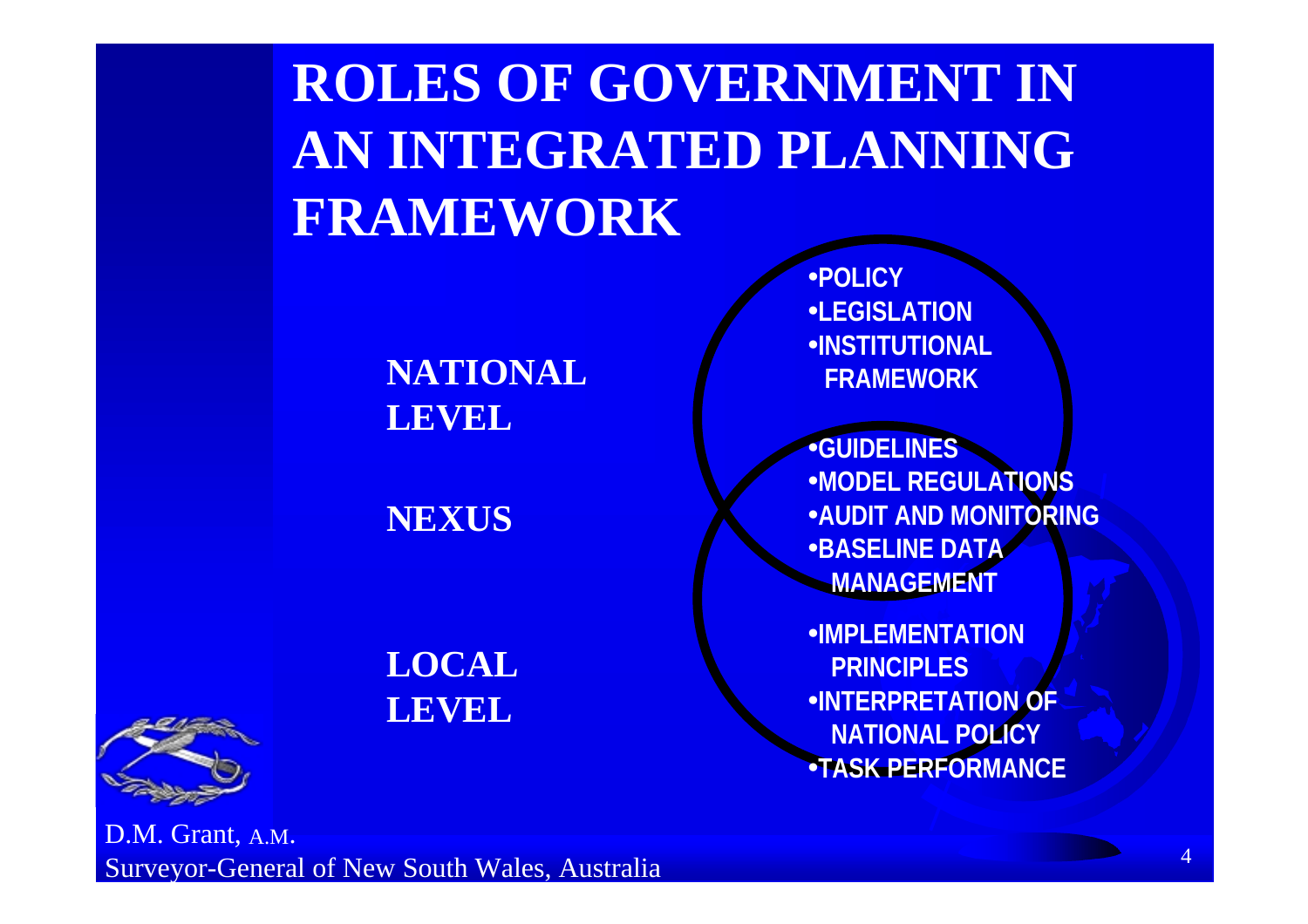# ROLES OF GOVERNMENT IN AN INTEGRATED PLANNING FRAMEWORK

| Level | Roles |
| --- | --- |
| **NATIONAL LEVEL** | • POLICY<br>• LEGISLATION<br>• INSTITUTIONAL FRAMEWORK |
| **NEXUS** | • GUIDELINES<br>• MODEL REGULATIONS<br>• AUDIT AND MONITORING<br>• BASELINE DATA MANAGEMENT |
| **LOCAL LEVEL** | • IMPLEMENTATION PRINCIPLES<br>• INTERPRETATION OF NATIONAL POLICY<br>• TASK PERFORMANCE |

D.M. Grant, A.M.
Surveyor-General of New South Wales, Australia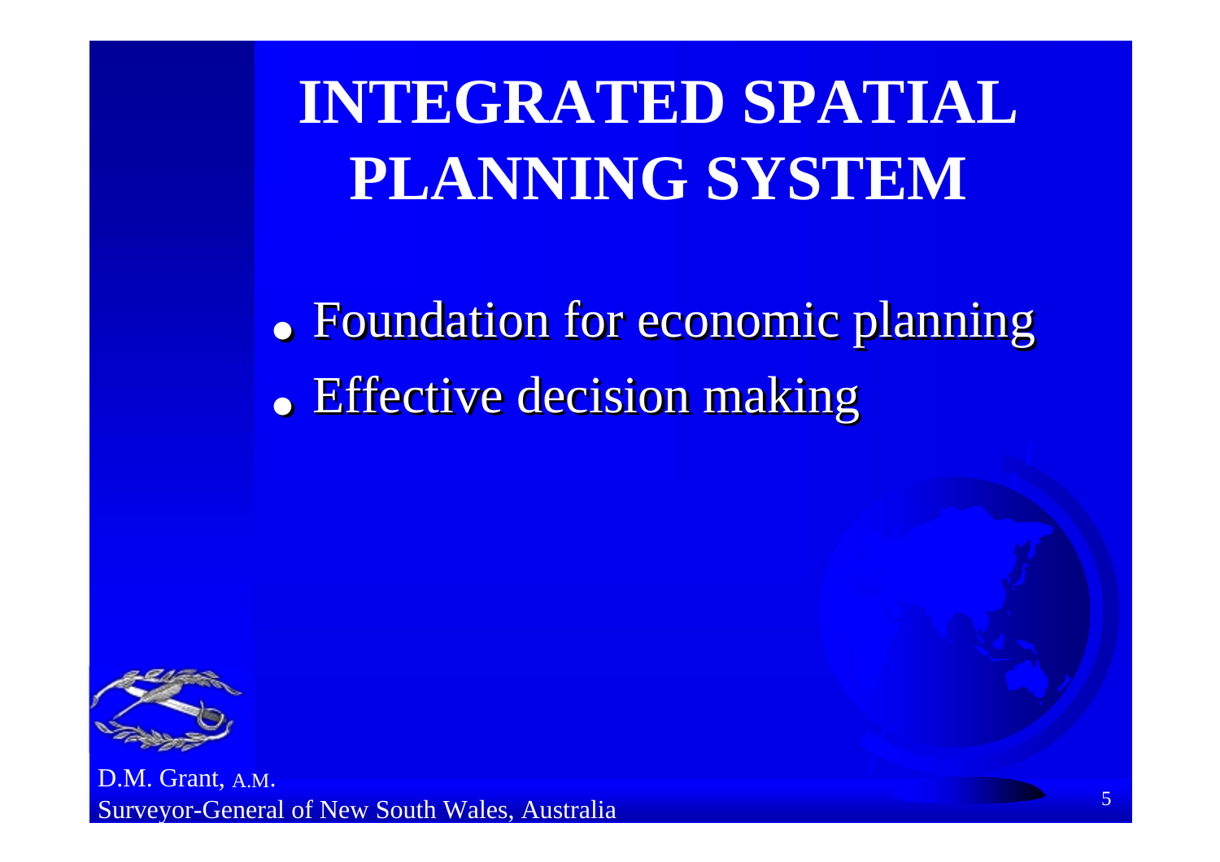# INTEGRATED SPATIAL PLANNING SYSTEM

- Foundation for economic planning
- Effective decision making

D.M. Grant, A.M.
Surveyor-General of New South Wales, Australia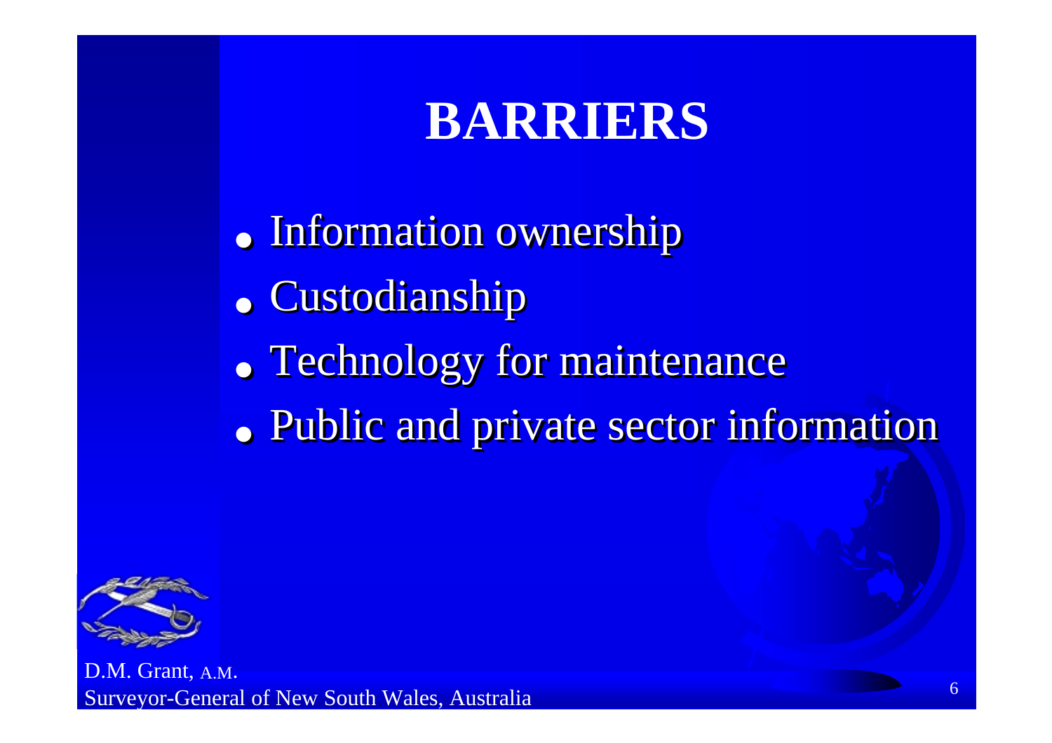# BARRIERS

- Information ownership
- Custodianship
- Technology for maintenance
- Public and private sector information

D.M. Grant, A.M.
Surveyor-General of New South Wales, Australia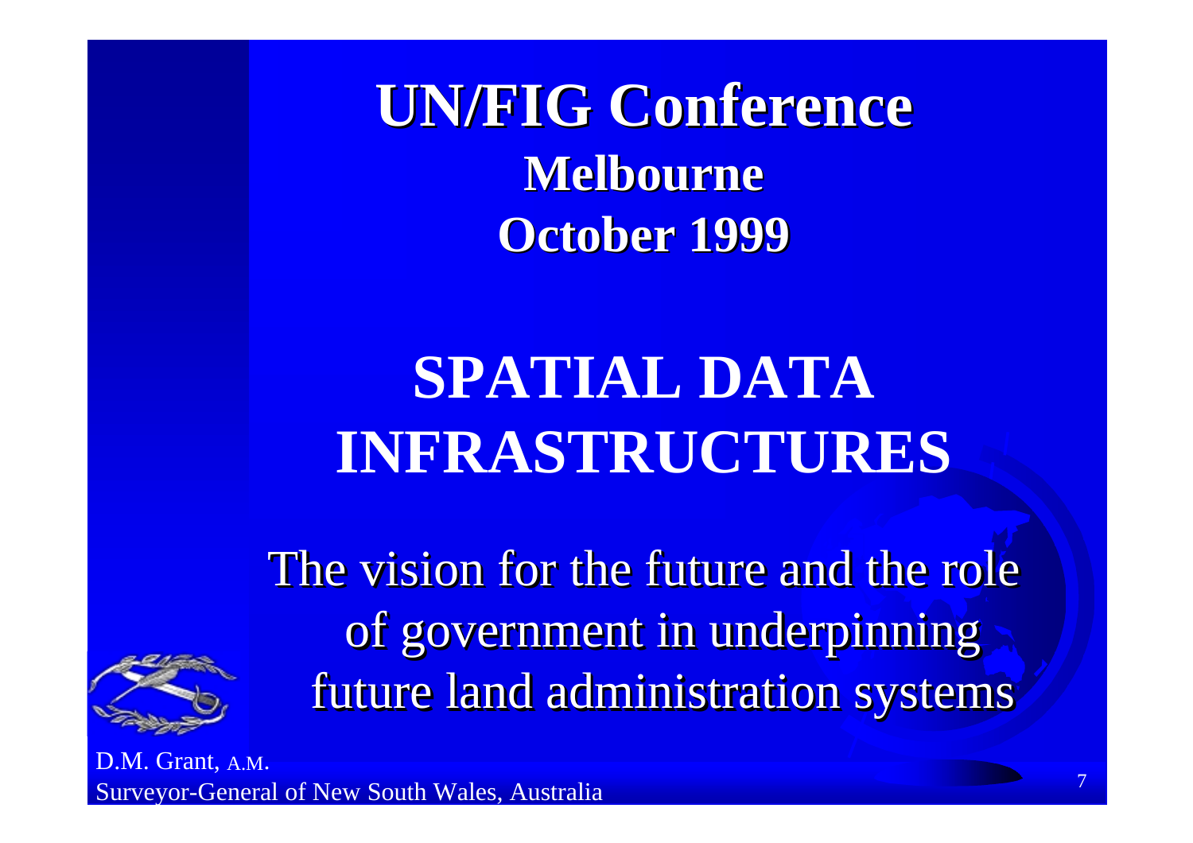# UN/FIG Conference

## Melbourne

## October 1999

# SPATIAL DATA INFRASTRUCTURES

The vision for the future and the role of government in underpinning future land administration systems

D.M. Grant, A.M.
Surveyor-General of New South Wales, Australia